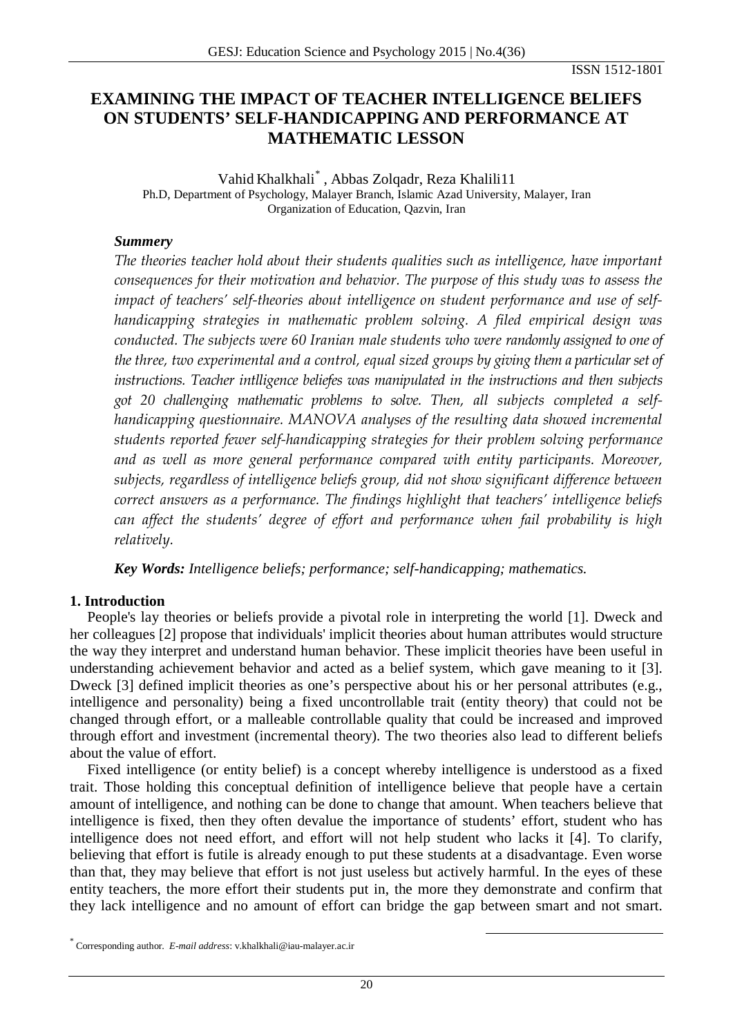ISSN 1512-1801

# EXAMINING THE IMPACT OF TEACHER INTELLIGENCE BELIEFS ON STUDENTS' SELF-HANDICAPPING AND PERFORMANCE AT MATHEMATIC LESSON

Vahid Khalkhali[*] , Abbas Zolqadr, Reza Khalili11

Ph.D, Department of Psychology, Malayer Branch, Islamic Azad University, Malayer, Iran

Organization of Education, Qazvin, Iran

***Summery***

*The theories teacher hold about their students qualities such as intelligence, have important consequences for their motivation and behavior. The purpose of this study was to assess the impact of teachers' self-theories about intelligence on student performance and use of self-handicapping strategies in mathematic problem solving. A filed empirical design was conducted. The subjects were 60 Iranian male students who were randomly assigned to one of the three, two experimental and a control, equal sized groups by giving them a particular set of instructions. Teacher intlligence beliefes was manipulated in the instructions and then subjects got 20 challenging mathematic problems to solve. Then, all subjects completed a self-handicapping questionnaire. MANOVA analyses of the resulting data showed incremental students reported fewer self-handicapping strategies for their problem solving performance and as well as more general performance compared with entity participants. Moreover, subjects, regardless of intelligence beliefs group, did not show significant difference between correct answers as a performance. The findings highlight that teachers' intelligence beliefs can affect the students' degree of effort and performance when fail probability is high relatively.*

***Key Words:*** *Intelligence beliefs; performance; self-handicapping; mathematics.*

## 1. Introduction

People's lay theories or beliefs provide a pivotal role in interpreting the world [1]. Dweck and her colleagues [2] propose that individuals' implicit theories about human attributes would structure the way they interpret and understand human behavior. These implicit theories have been useful in understanding achievement behavior and acted as a belief system, which gave meaning to it [3]. Dweck [3] defined implicit theories as one's perspective about his or her personal attributes (e.g., intelligence and personality) being a fixed uncontrollable trait (entity theory) that could not be changed through effort, or a malleable controllable quality that could be increased and improved through effort and investment (incremental theory). The two theories also lead to different beliefs about the value of effort.

Fixed intelligence (or entity belief) is a concept whereby intelligence is understood as a fixed trait. Those holding this conceptual definition of intelligence believe that people have a certain amount of intelligence, and nothing can be done to change that amount. When teachers believe that intelligence is fixed, then they often devalue the importance of students' effort, student who has intelligence does not need effort, and effort will not help student who lacks it [4]. To clarify, believing that effort is futile is already enough to put these students at a disadvantage. Even worse than that, they may believe that effort is not just useless but actively harmful. In the eyes of these entity teachers, the more effort their students put in, the more they demonstrate and confirm that they lack intelligence and no amount of effort can bridge the gap between smart and not smart.

[*] Corresponding author. *E-mail address*: v.khalkhali@iau-malayer.ac.ir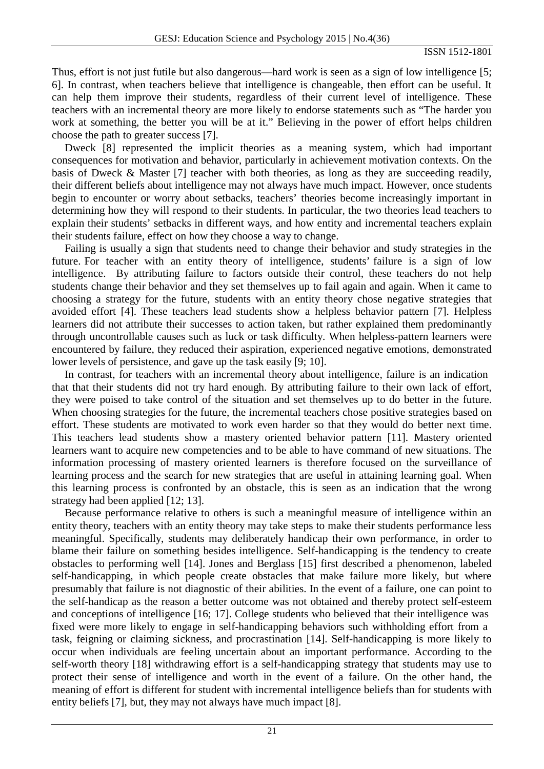Thus, effort is not just futile but also dangerous—hard work is seen as a sign of low intelligence [5; 6]. In contrast, when teachers believe that intelligence is changeable, then effort can be useful. It can help them improve their students, regardless of their current level of intelligence. These teachers with an incremental theory are more likely to endorse statements such as "The harder you work at something, the better you will be at it." Believing in the power of effort helps children choose the path to greater success [7].

Dweck [8] represented the implicit theories as a meaning system, which had important consequences for motivation and behavior, particularly in achievement motivation contexts. On the basis of Dweck & Master [7] teacher with both theories, as long as they are succeeding readily, their different beliefs about intelligence may not always have much impact. However, once students begin to encounter or worry about setbacks, teachers' theories become increasingly important in determining how they will respond to their students. In particular, the two theories lead teachers to explain their students' setbacks in different ways, and how entity and incremental teachers explain their students failure, effect on how they choose a way to change.

Failing is usually a sign that students need to change their behavior and study strategies in the future. For teacher with an entity theory of intelligence, students' failure is a sign of low intelligence. By attributing failure to factors outside their control, these teachers do not help students change their behavior and they set themselves up to fail again and again. When it came to choosing a strategy for the future, students with an entity theory chose negative strategies that avoided effort [4]. These teachers lead students show a helpless behavior pattern [7]. Helpless learners did not attribute their successes to action taken, but rather explained them predominantly through uncontrollable causes such as luck or task difficulty. When helpless-pattern learners were encountered by failure, they reduced their aspiration, experienced negative emotions, demonstrated lower levels of persistence, and gave up the task easily [9; 10].

In contrast, for teachers with an incremental theory about intelligence, failure is an indication that that their students did not try hard enough. By attributing failure to their own lack of effort, they were poised to take control of the situation and set themselves up to do better in the future. When choosing strategies for the future, the incremental teachers chose positive strategies based on effort. These students are motivated to work even harder so that they would do better next time. This teachers lead students show a mastery oriented behavior pattern [11]. Mastery oriented learners want to acquire new competencies and to be able to have command of new situations. The information processing of mastery oriented learners is therefore focused on the surveillance of learning process and the search for new strategies that are useful in attaining learning goal. When this learning process is confronted by an obstacle, this is seen as an indication that the wrong strategy had been applied [12; 13].

Because performance relative to others is such a meaningful measure of intelligence within an entity theory, teachers with an entity theory may take steps to make their students performance less meaningful. Specifically, students may deliberately handicap their own performance, in order to blame their failure on something besides intelligence. Self-handicapping is the tendency to create obstacles to performing well [14]. Jones and Berglass [15] first described a phenomenon, labeled self-handicapping, in which people create obstacles that make failure more likely, but where presumably that failure is not diagnostic of their abilities. In the event of a failure, one can point to the self-handicap as the reason a better outcome was not obtained and thereby protect self-esteem and conceptions of intelligence [16; 17]. College students who believed that their intelligence was fixed were more likely to engage in self-handicapping behaviors such withholding effort from a task, feigning or claiming sickness, and procrastination [14]. Self-handicapping is more likely to occur when individuals are feeling uncertain about an important performance. According to the self-worth theory [18] withdrawing effort is a self-handicapping strategy that students may use to protect their sense of intelligence and worth in the event of a failure. On the other hand, the meaning of effort is different for student with incremental intelligence beliefs than for students with entity beliefs [7], but, they may not always have much impact [8].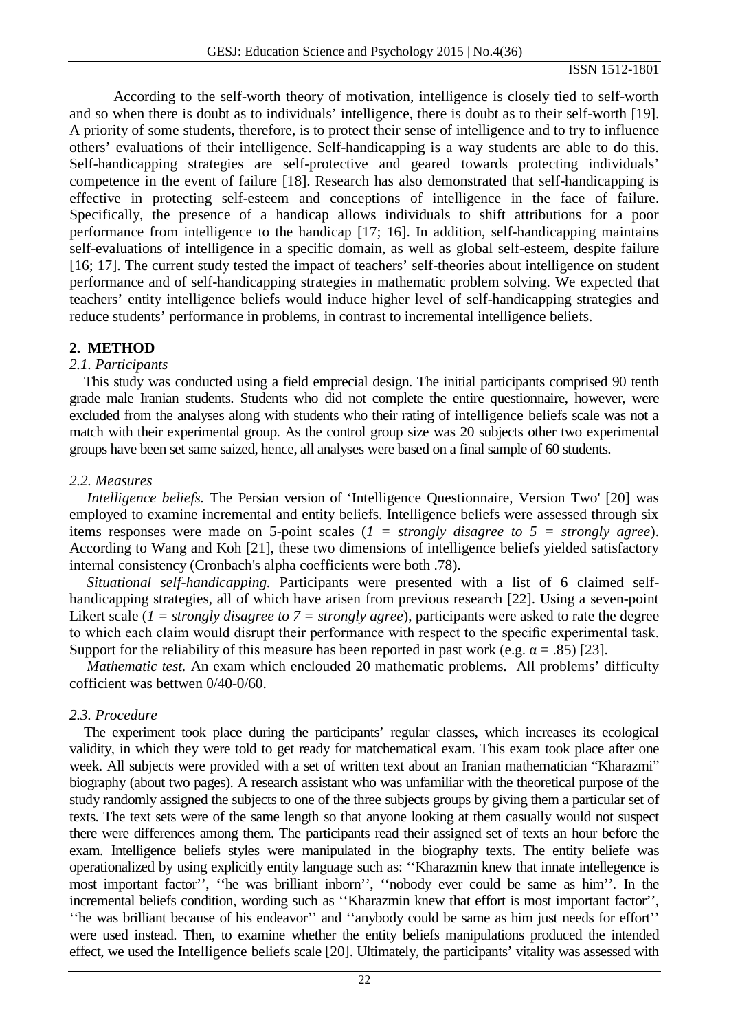According to the self-worth theory of motivation, intelligence is closely tied to self-worth and so when there is doubt as to individuals' intelligence, there is doubt as to their self-worth [19]. A priority of some students, therefore, is to protect their sense of intelligence and to try to influence others' evaluations of their intelligence. Self-handicapping is a way students are able to do this. Self-handicapping strategies are self-protective and geared towards protecting individuals' competence in the event of failure [18]. Research has also demonstrated that self-handicapping is effective in protecting self-esteem and conceptions of intelligence in the face of failure. Specifically, the presence of a handicap allows individuals to shift attributions for a poor performance from intelligence to the handicap [17; 16]. In addition, self-handicapping maintains self-evaluations of intelligence in a specific domain, as well as global self-esteem, despite failure [16; 17]. The current study tested the impact of teachers' self-theories about intelligence on student performance and of self-handicapping strategies in mathematic problem solving. We expected that teachers' entity intelligence beliefs would induce higher level of self-handicapping strategies and reduce students' performance in problems, in contrast to incremental intelligence beliefs.

## 2. METHOD

### 2.1. Participants

This study was conducted using a field emprecial design. The initial participants comprised 90 tenth grade male Iranian students. Students who did not complete the entire questionnaire, however, were excluded from the analyses along with students who their rating of intelligence beliefs scale was not a match with their experimental group. As the control group size was 20 subjects other two experimental groups have been set same saized, hence, all analyses were based on a final sample of 60 students.

### 2.2. Measures

*Intelligence beliefs.* The Persian version of 'Intelligence Questionnaire, Version Two' [20] was employed to examine incremental and entity beliefs. Intelligence beliefs were assessed through six items responses were made on 5-point scales (*1 = strongly disagree to 5 = strongly agree*). According to Wang and Koh [21], these two dimensions of intelligence beliefs yielded satisfactory internal consistency (Cronbach's alpha coefficients were both .78).

*Situational self-handicapping.* Participants were presented with a list of 6 claimed self-handicapping strategies, all of which have arisen from previous research [22]. Using a seven-point Likert scale (*1 = strongly disagree to 7 = strongly agree*), participants were asked to rate the degree to which each claim would disrupt their performance with respect to the specific experimental task. Support for the reliability of this measure has been reported in past work (e.g. $\alpha = .85$) [23].

*Mathematic test.* An exam which enclouded 20 mathematic problems. All problems' difficulty cofficient was bettwen 0/40-0/60.

### 2.3. Procedure

The experiment took place during the participants' regular classes, which increases its ecological validity, in which they were told to get ready for matchematical exam. This exam took place after one week. All subjects were provided with a set of written text about an Iranian mathematician "Kharazmi" biography (about two pages). A research assistant who was unfamiliar with the theoretical purpose of the study randomly assigned the subjects to one of the three subjects groups by giving them a particular set of texts. The text sets were of the same length so that anyone looking at them casually would not suspect there were differences among them. The participants read their assigned set of texts an hour before the exam. Intelligence beliefs styles were manipulated in the biography texts. The entity beliefe was operationalized by using explicitly entity language such as: ''Kharazmin knew that innate intellegence is most important factor'', ''he was brilliant inborn'', ''nobody ever could be same as him''. In the incremental beliefs condition, wording such as ''Kharazmin knew that effort is most important factor'', ''he was brilliant because of his endeavor'' and ''anybody could be same as him just needs for effort'' were used instead. Then, to examine whether the entity beliefs manipulations produced the intended effect, we used the Intelligence beliefs scale [20]. Ultimately, the participants' vitality was assessed with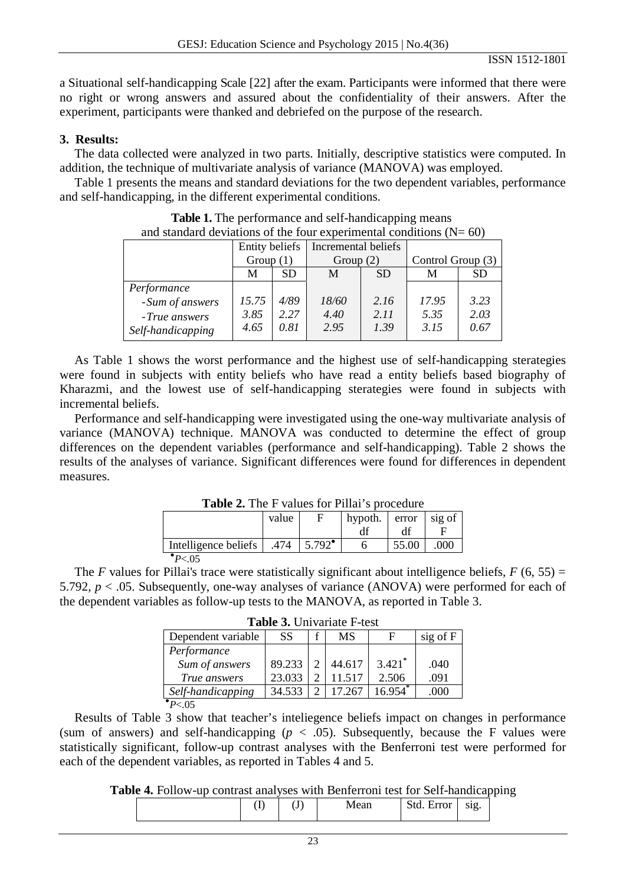a Situational self-handicapping Scale [22] after the exam. Participants were informed that there were no right or wrong answers and assured about the confidentiality of their answers. After the experiment, participants were thanked and debriefed on the purpose of the research.

## 3. Results:

The data collected were analyzed in two parts. Initially, descriptive statistics were computed. In addition, the technique of multivariate analysis of variance (MANOVA) was employed.

Table 1 presents the means and standard deviations for the two dependent variables, performance and self-handicapping, in the different experimental conditions.

**Table 1.** The performance and self-handicapping means and standard deviations of the four experimental conditions (N= 60)

| | Entity beliefs Group (1) | | Incremental beliefs Group (2) | | Control Group (3) | |
|---|---|---|---|---|---|---|
| | M | SD | M | SD | M | SD |
| *Performance* | | | | | | |
| *-Sum of answers* | *15.75* | *4/89* | *18/60* | *2.16* | *17.95* | *3.23* |
| *-True answers* | *3.85* | *2.27* | *4.40* | *2.11* | *5.35* | *2.03* |
| *Self-handicapping* | *4.65* | *0.81* | *2.95* | *1.39* | *3.15* | *0.67* |

As Table 1 shows the worst performance and the highest use of self-handicapping sterategies were found in subjects with entity beliefs who have read a entity beliefs based biography of Kharazmi, and the lowest use of self-handicapping sterategies were found in subjects with incremental beliefs.

Performance and self-handicapping were investigated using the one-way multivariate analysis of variance (MANOVA) technique. MANOVA was conducted to determine the effect of group differences on the dependent variables (performance and self-handicapping). Table 2 shows the results of the analyses of variance. Significant differences were found for differences in dependent measures.

**Table 2.** The F values for Pillai's procedure

| | value | F | hypoth. df | error df | sig of F |
|---|---|---|---|---|---|
| Intelligence beliefs | .474 | 5.792* | 6 | 55.00 | .000 |

*$P<.05$

The $F$ values for Pillai's trace were statistically significant about intelligence beliefs, $F(6, 55) = 5.792$, $p < .05$. Subsequently, one-way analyses of variance (ANOVA) were performed for each of the dependent variables as follow-up tests to the MANOVA, as reported in Table 3.

**Table 3.** Univariate F-test

| Dependent variable | SS | f | MS | F | sig of F |
|---|---|---|---|---|---|
| *Performance* | | | | | |
| *Sum of answers* | 89.233 | 2 | 44.617 | 3.421* | .040 |
| *True answers* | 23.033 | 2 | 11.517 | 2.506 | .091 |
| *Self-handicapping* | 34.533 | 2 | 17.267 | 16.954* | .000 |

*$P<.05$

Results of Table 3 show that teacher's inteliegence beliefs impact on changes in performance (sum of answers) and self-handicapping ($p < .05$). Subsequently, because the F values were statistically significant, follow-up contrast analyses with the Benferroni test were performed for each of the dependent variables, as reported in Tables 4 and 5.

**Table 4.** Follow-up contrast analyses with Benferroni test for Self-handicapping

| | (I) | (J) | Mean | Std. Error | sig. |
|---|---|---|---|---|---|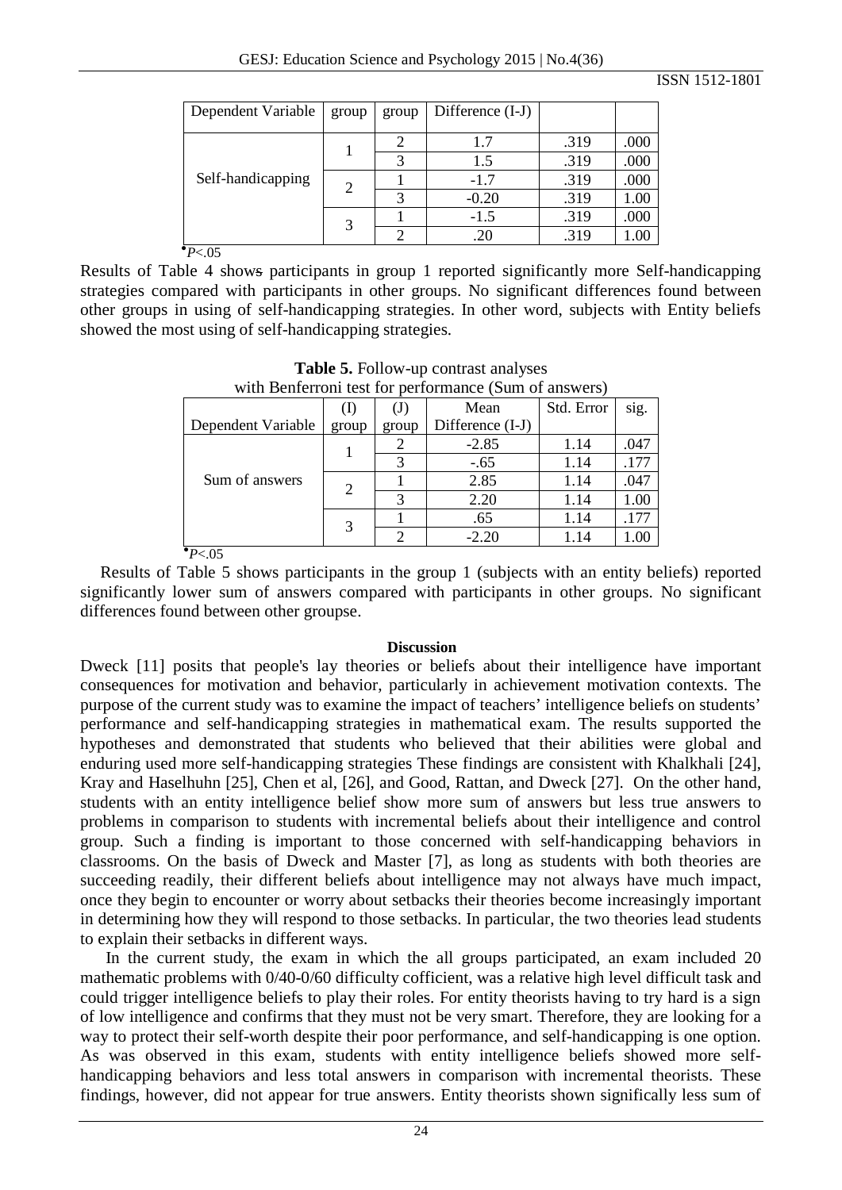| Dependent Variable | group | group | Difference (I-J) | | |
|---|---|---|---|---|---|
| Self-handicapping | 1 | 2 | 1.7 | .319 | .000 |
| | | 3 | 1.5 | .319 | .000 |
| | 2 | 1 | -1.7 | .319 | .000 |
| | | 3 | -0.20 | .319 | 1.00 |
| | 3 | 1 | -1.5 | .319 | .000 |
| | | 2 | .20 | .319 | 1.00 |

$^{\bullet}P<.05$

Results of Table 4 shows participants in group 1 reported significantly more Self-handicapping strategies compared with participants in other groups. No significant differences found between other groups in using of self-handicapping strategies. In other word, subjects with Entity beliefs showed the most using of self-handicapping strategies.

**Table 5.** Follow-up contrast analyses with Benferroni test for performance (Sum of answers)

| Dependent Variable | (I) group | (J) group | Mean Difference (I-J) | Std. Error | sig. |
|---|---|---|---|---|---|
| Sum of answers | 1 | 2 | -2.85 | 1.14 | .047 |
| | | 3 | -.65 | 1.14 | .177 |
| | 2 | 1 | 2.85 | 1.14 | .047 |
| | | 3 | 2.20 | 1.14 | 1.00 |
| | 3 | 1 | .65 | 1.14 | .177 |
| | | 2 | -2.20 | 1.14 | 1.00 |

$^{\bullet}P<.05$

Results of Table 5 shows participants in the group 1 (subjects with an entity beliefs) reported significantly lower sum of answers compared with participants in other groups. No significant differences found between other groupse.

## Discussion

Dweck [11] posits that people's lay theories or beliefs about their intelligence have important consequences for motivation and behavior, particularly in achievement motivation contexts. The purpose of the current study was to examine the impact of teachers' intelligence beliefs on students' performance and self-handicapping strategies in mathematical exam. The results supported the hypotheses and demonstrated that students who believed that their abilities were global and enduring used more self-handicapping strategies These findings are consistent with Khalkhali [24], Kray and Haselhuhn [25], Chen et al, [26], and Good, Rattan, and Dweck [27]. On the other hand, students with an entity intelligence belief show more sum of answers but less true answers to problems in comparison to students with incremental beliefs about their intelligence and control group. Such a finding is important to those concerned with self-handicapping behaviors in classrooms. On the basis of Dweck and Master [7], as long as students with both theories are succeeding readily, their different beliefs about intelligence may not always have much impact, once they begin to encounter or worry about setbacks their theories become increasingly important in determining how they will respond to those setbacks. In particular, the two theories lead students to explain their setbacks in different ways.

In the current study, the exam in which the all groups participated, an exam included 20 mathematic problems with 0/40-0/60 difficulty cofficient, was a relative high level difficult task and could trigger intelligence beliefs to play their roles. For entity theorists having to try hard is a sign of low intelligence and confirms that they must not be very smart. Therefore, they are looking for a way to protect their self-worth despite their poor performance, and self-handicapping is one option. As was observed in this exam, students with entity intelligence beliefs showed more self-handicapping behaviors and less total answers in comparison with incremental theorists. These findings, however, did not appear for true answers. Entity theorists shown significally less sum of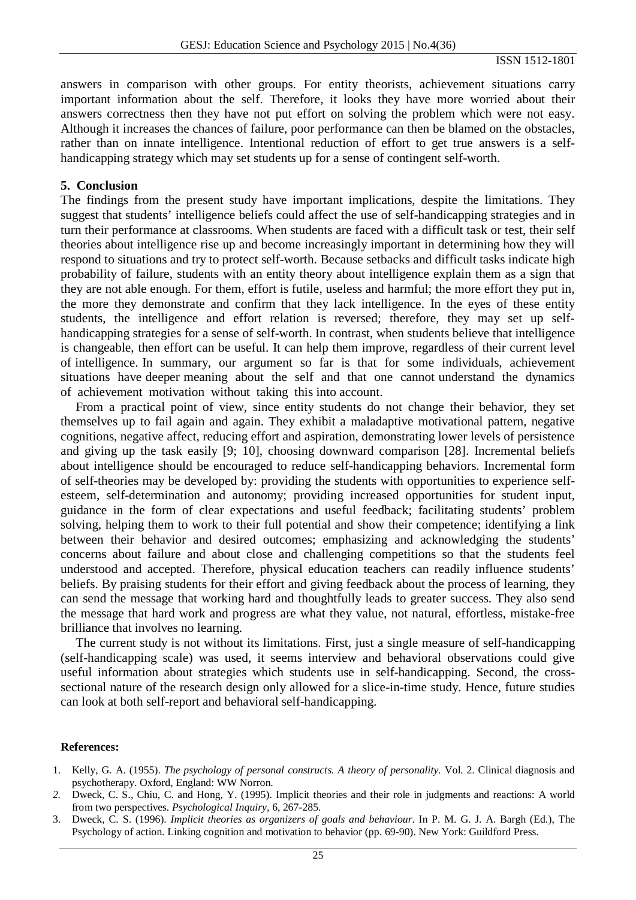answers in comparison with other groups. For entity theorists, achievement situations carry important information about the self. Therefore, it looks they have more worried about their answers correctness then they have not put effort on solving the problem which were not easy. Although it increases the chances of failure, poor performance can then be blamed on the obstacles, rather than on innate intelligence. Intentional reduction of effort to get true answers is a self-handicapping strategy which may set students up for a sense of contingent self-worth.

## 5. Conclusion

The findings from the present study have important implications, despite the limitations. They suggest that students' intelligence beliefs could affect the use of self-handicapping strategies and in turn their performance at classrooms. When students are faced with a difficult task or test, their self theories about intelligence rise up and become increasingly important in determining how they will respond to situations and try to protect self-worth. Because setbacks and difficult tasks indicate high probability of failure, students with an entity theory about intelligence explain them as a sign that they are not able enough. For them, effort is futile, useless and harmful; the more effort they put in, the more they demonstrate and confirm that they lack intelligence. In the eyes of these entity students, the intelligence and effort relation is reversed; therefore, they may set up self-handicapping strategies for a sense of self-worth. In contrast, when students believe that intelligence is changeable, then effort can be useful. It can help them improve, regardless of their current level of intelligence. In summary, our argument so far is that for some individuals, achievement situations have deeper meaning about the self and that one cannot understand the dynamics of achievement motivation without taking this into account.

From a practical point of view, since entity students do not change their behavior, they set themselves up to fail again and again. They exhibit a maladaptive motivational pattern, negative cognitions, negative affect, reducing effort and aspiration, demonstrating lower levels of persistence and giving up the task easily [9; 10], choosing downward comparison [28]. Incremental beliefs about intelligence should be encouraged to reduce self-handicapping behaviors. Incremental form of self-theories may be developed by: providing the students with opportunities to experience self-esteem, self-determination and autonomy; providing increased opportunities for student input, guidance in the form of clear expectations and useful feedback; facilitating students' problem solving, helping them to work to their full potential and show their competence; identifying a link between their behavior and desired outcomes; emphasizing and acknowledging the students' concerns about failure and about close and challenging competitions so that the students feel understood and accepted. Therefore, physical education teachers can readily influence students' beliefs. By praising students for their effort and giving feedback about the process of learning, they can send the message that working hard and thoughtfully leads to greater success. They also send the message that hard work and progress are what they value, not natural, effortless, mistake-free brilliance that involves no learning.

The current study is not without its limitations. First, just a single measure of self-handicapping (self-handicapping scale) was used, it seems interview and behavioral observations could give useful information about strategies which students use in self-handicapping. Second, the cross-sectional nature of the research design only allowed for a slice-in-time study. Hence, future studies can look at both self-report and behavioral self-handicapping.

**References:**

1. Kelly, G. A. (1955). *The psychology of personal constructs. A theory of personality.* Vol. 2. Clinical diagnosis and psychotherapy. Oxford, England: WW Norron.
2. Dweck, C. S., Chiu, C. and Hong, Y. (1995). Implicit theories and their role in judgments and reactions: A world from two perspectives. *Psychological Inquiry*, 6, 267-285.
3. Dweck, C. S. (1996). *Implicit theories as organizers of goals and behaviour*. In P. M. G. J. A. Bargh (Ed.), The Psychology of action. Linking cognition and motivation to behavior (pp. 69-90). New York: Guildford Press.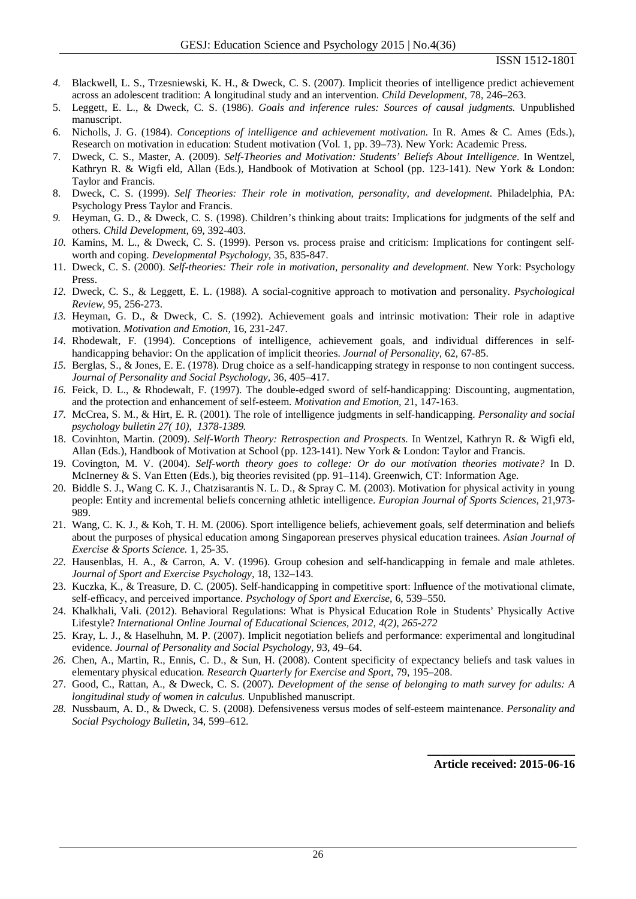4. Blackwell, L. S., Trzesniewski, K. H., & Dweck, C. S. (2007). Implicit theories of intelligence predict achievement across an adolescent tradition: A longitudinal study and an intervention. *Child Development,* 78, 246–263.
5. Leggett, E. L., & Dweck, C. S. (1986). *Goals and inference rules: Sources of causal judgments.* Unpublished manuscript.
6. Nicholls, J. G. (1984). *Conceptions of intelligence and achievement motivation.* In R. Ames & C. Ames (Eds.), Research on motivation in education: Student motivation (Vol. 1, pp. 39–73). New York: Academic Press.
7. Dweck, C. S., Master, A. (2009). *Self-Theories and Motivation: Students' Beliefs About Intelligence*. In Wentzel, Kathryn R. & Wigfi eld, Allan (Eds.), Handbook of Motivation at School (pp. 123-141). New York & London: Taylor and Francis.
8. Dweck, C. S. (1999). *Self Theories: Their role in motivation, personality, and development*. Philadelphia, PA: Psychology Press Taylor and Francis.
9. Heyman, G. D., & Dweck, C. S. (1998). Children's thinking about traits: Implications for judgments of the self and others. *Child Development,* 69, 392-403.
10. Kamins, M. L., & Dweck, C. S. (1999). Person vs. process praise and criticism: Implications for contingent self-worth and coping. *Developmental Psychology,* 35, 835-847.
11. Dweck, C. S. (2000). *Self-theories: Their role in motivation, personality and development*. New York: Psychology Press.
12. Dweck, C. S., & Leggett, E. L. (1988). A social-cognitive approach to motivation and personality. *Psychological Review*, 95, 256-273.
13. Heyman, G. D., & Dweck, C. S. (1992). Achievement goals and intrinsic motivation: Their role in adaptive motivation. *Motivation and Emotion,* 16, 231-247.
14. Rhodewalt, F. (1994). Conceptions of intelligence, achievement goals, and individual differences in self-handicapping behavior: On the application of implicit theories. *Journal of Personality,* 62, 67-85.
15. Berglas, S., & Jones, E. E. (1978). Drug choice as a self-handicapping strategy in response to non contingent success. *Journal of Personality and Social Psychology,* 36, 405–417.
16. Feick, D. L., & Rhodewalt, F. (1997). The double-edged sword of self-handicapping: Discounting, augmentation, and the protection and enhancement of self-esteem. *Motivation and Emotion*, 21, 147-163.
17. McCrea, S. M., & Hirt, E. R. (2001). The role of intelligence judgments in self-handicapping. *Personality and social psychology bulletin 27( 10), 1378-1389.*
18. Covinhton, Martin. (2009). *Self-Worth Theory: Retrospection and Prospects.* In Wentzel, Kathryn R. & Wigfi eld, Allan (Eds.), Handbook of Motivation at School (pp. 123-141). New York & London: Taylor and Francis.
19. Covington, M. V. (2004). *Self-worth theory goes to college: Or do our motivation theories motivate?* In D. McInerney & S. Van Etten (Eds.), big theories revisited (pp. 91–114). Greenwich, CT: Information Age.
20. Biddle S. J., Wang C. K. J., Chatzisarantis N. L. D., & Spray C. M. (2003). Motivation for physical activity in young people: Entity and incremental beliefs concerning athletic intelligence. *Europian Journal of Sports Sciences,* 21,973-989.
21. Wang, C. K. J., & Koh, T. H. M. (2006). Sport intelligence beliefs, achievement goals, self determination and beliefs about the purposes of physical education among Singaporean preserves physical education trainees. *Asian Journal of Exercise & Sports Science.* 1, 25-35.
22. Hausenblas, H. A., & Carron, A. V. (1996). Group cohesion and self-handicapping in female and male athletes. *Journal of Sport and Exercise Psychology,* 18, 132–143.
23. Kuczka, K., & Treasure, D. C. (2005). Self-handicapping in competitive sport: Influence of the motivational climate, self-efficacy, and perceived importance. *Psychology of Sport and Exercise*, 6, 539–550.
24. Khalkhali, Vali. (2012). Behavioral Regulations: What is Physical Education Role in Students' Physically Active Lifestyle? *International Online Journal of Educational Sciences, 2012, 4(2), 265-272*
25. Kray, L. J., & Haselhuhn, M. P. (2007). Implicit negotiation beliefs and performance: experimental and longitudinal evidence. *Journal of Personality and Social Psychology,* 93, 49–64.
26. Chen, A., Martin, R., Ennis, C. D., & Sun, H. (2008). Content specificity of expectancy beliefs and task values in elementary physical education. *Research Quarterly for Exercise and Sport*, 79, 195–208.
27. Good, C., Rattan, A., & Dweck, C. S. (2007). *Development of the sense of belonging to math survey for adults: A longitudinal study of women in calculus.* Unpublished manuscript.
28. Nussbaum, A. D., & Dweck, C. S. (2008). Defensiveness versus modes of self-esteem maintenance. *Personality and Social Psychology Bulletin*, 34, 599–612.

**Article received: 2015-06-16**